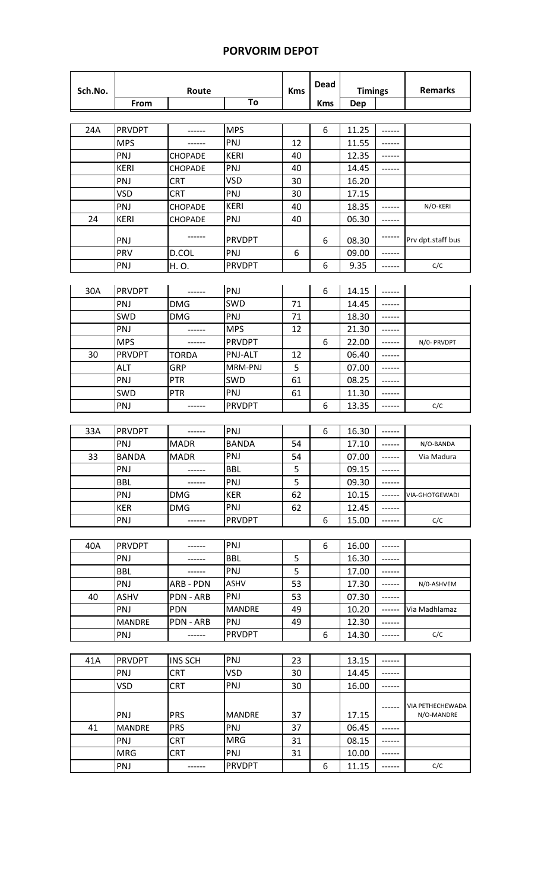# PORVORIM DEPOT

| Sch.No. | Route | | | Kms | Dead | Timings | | Remarks |
|---|---|---|---|---|---|---|---|---|
| | From | | To | | Kms | Dep | | |
| 24A | PRVDPT | ------ | MPS | | 6 | 11.25 | ------ | |
| | MPS | ------ | PNJ | 12 | | 11.55 | ------ | |
| | PNJ | CHOPADE | KERI | 40 | | 12.35 | ------ | |
| | KERI | CHOPADE | PNJ | 40 | | 14.45 | ------ | |
| | PNJ | CRT | VSD | 30 | | 16.20 | | |
| | VSD | CRT | PNJ | 30 | | 17.15 | | |
| | PNJ | CHOPADE | KERI | 40 | | 18.35 | ------ | N/O-KERI |
| 24 | KERI | CHOPADE | PNJ | 40 | | 06.30 | ------ | |
| | PNJ | ------ | PRVDPT | | 6 | 08.30 | ------ | Prv dpt.staff bus |
| | PRV | D.COL | PNJ | 6 | | 09.00 | ------ | |
| | PNJ | H. O. | PRVDPT | | 6 | 9.35 | ------ | C/C |
| 30A | PRVDPT | ------ | PNJ | | 6 | 14.15 | ------ | |
| | PNJ | DMG | SWD | 71 | | 14.45 | ------ | |
| | SWD | DMG | PNJ | 71 | | 18.30 | ------ | |
| | PNJ | ------ | MPS | 12 | | 21.30 | ------ | |
| | MPS | ------ | PRVDPT | | 6 | 22.00 | ------ | N/0- PRVDPT |
| 30 | PRVDPT | TORDA | PNJ-ALT | 12 | | 06.40 | ------ | |
| | ALT | GRP | MRM-PNJ | 5 | | 07.00 | ------ | |
| | PNJ | PTR | SWD | 61 | | 08.25 | ------ | |
| | SWD | PTR | PNJ | 61 | | 11.30 | ------ | |
| | PNJ | ------ | PRVDPT | | 6 | 13.35 | ------ | C/C |
| 33A | PRVDPT | ------ | PNJ | | 6 | 16.30 | ------ | |
| | PNJ | MADR | BANDA | 54 | | 17.10 | ------ | N/O-BANDA |
| 33 | BANDA | MADR | PNJ | 54 | | 07.00 | ------ | Via Madura |
| | PNJ | ------ | BBL | 5 | | 09.15 | ------ | |
| | BBL | ------ | PNJ | 5 | | 09.30 | ------ | |
| | PNJ | DMG | KER | 62 | | 10.15 | ------ | VIA-GHOTGEWADI |
| | KER | DMG | PNJ | 62 | | 12.45 | ------ | |
| | PNJ | ------ | PRVDPT | | 6 | 15.00 | ------ | C/C |
| 40A | PRVDPT | ------ | PNJ | | 6 | 16.00 | ------ | |
| | PNJ | ------ | BBL | 5 | | 16.30 | ------ | |
| | BBL | ------ | PNJ | 5 | | 17.00 | ------ | |
| | PNJ | ARB - PDN | ASHV | 53 | | 17.30 | ------ | N/0-ASHVEM |
| 40 | ASHV | PDN - ARB | PNJ | 53 | | 07.30 | ------ | |
| | PNJ | PDN | MANDRE | 49 | | 10.20 | ------ | Via Madhlamaz |
| | MANDRE | PDN - ARB | PNJ | 49 | | 12.30 | ------ | |
| | PNJ | ------ | PRVDPT | | 6 | 14.30 | ------ | C/C |
| 41A | PRVDPT | INS SCH | PNJ | 23 | | 13.15 | ------ | |
| | PNJ | CRT | VSD | 30 | | 14.45 | ------ | |
| | VSD | CRT | PNJ | 30 | | 16.00 | ------ | |
| | PNJ | PRS | MANDRE | 37 | | 17.15 | ------ | VIA PETHECHEWADA N/O-MANDRE |
| 41 | MANDRE | PRS | PNJ | 37 | | 06.45 | ------ | |
| | PNJ | CRT | MRG | 31 | | 08.15 | ------ | |
| | MRG | CRT | PNJ | 31 | | 10.00 | ------ | |
| | PNJ | ------ | PRVDPT | | 6 | 11.15 | ------ | C/C |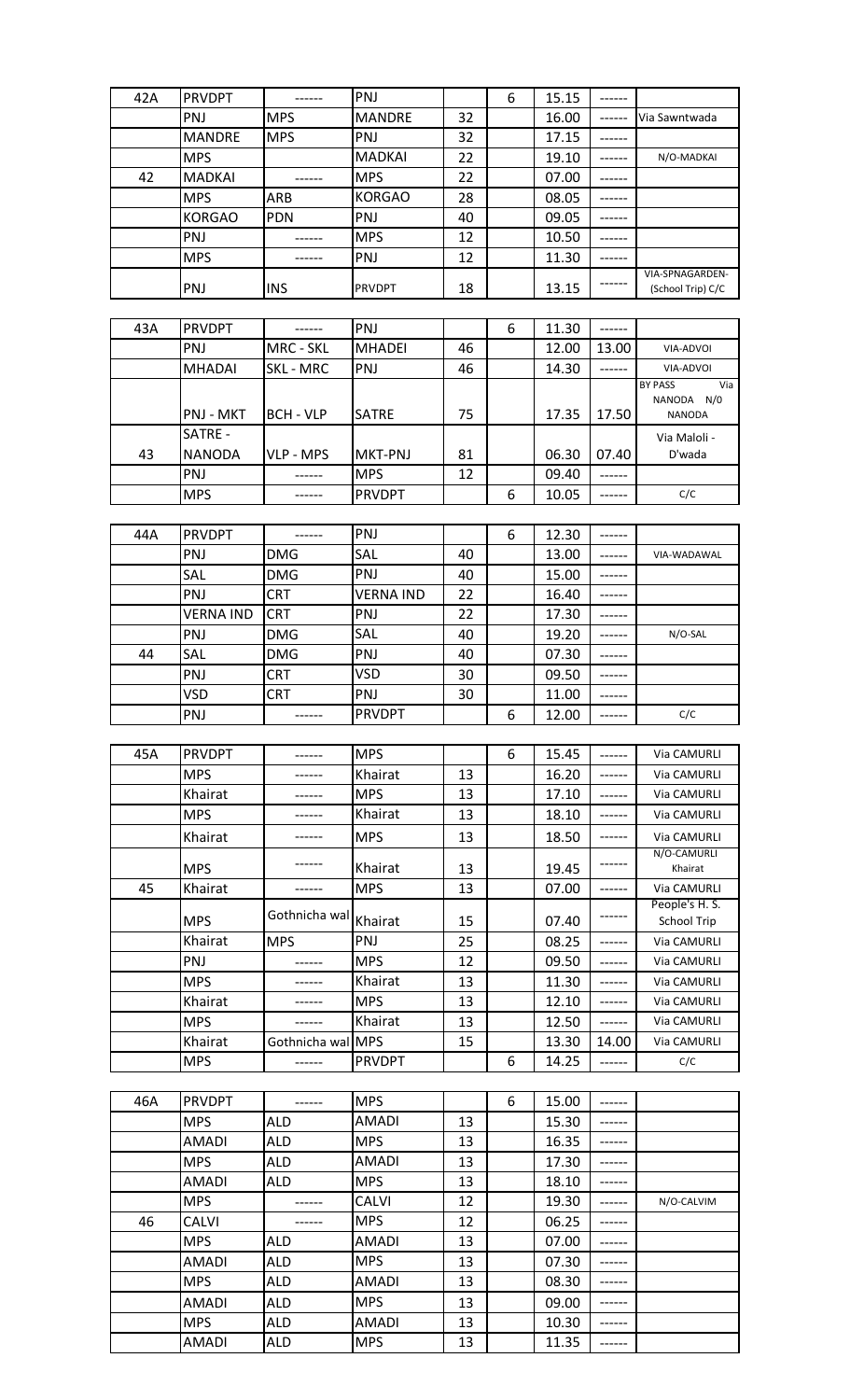| 42A | PRVDPT | ------ | PNJ | | 6 | 15.15 | ------ | |
|---|---|---|---|---|---|---|---|---|
| | PNJ | MPS | MANDRE | 32 | | 16.00 | ------ | Via Sawntwada |
| | MANDRE | MPS | PNJ | 32 | | 17.15 | ------ | |
| | MPS | | MADKAI | 22 | | 19.10 | ------ | N/O-MADKAI |
| 42 | MADKAI | ------ | MPS | 22 | | 07.00 | ------ | |
| | MPS | ARB | KORGAO | 28 | | 08.05 | ------ | |
| | KORGAO | PDN | PNJ | 40 | | 09.05 | ------ | |
| | PNJ | ------ | MPS | 12 | | 10.50 | ------ | |
| | MPS | ------ | PNJ | 12 | | 11.30 | ------ | |
| | PNJ | INS | PRVDPT | 18 | | 13.15 | ------ | VIA-SPNAGARDEN- (School Trip) C/C |

| 43A | PRVDPT | ------ | PNJ | | 6 | 11.30 | ------ | |
|---|---|---|---|---|---|---|---|---|
| | PNJ | MRC - SKL | MHADEI | 46 | | 12.00 | 13.00 | VIA-ADVOI |
| | MHADAI | SKL - MRC | PNJ | 46 | | 14.30 | ------ | VIA-ADVOI |
| | PNJ - MKT | BCH - VLP | SATRE | 75 | | 17.35 | 17.50 | BY PASS Via NANODA N/0 NANODA |
| 43 | SATRE - NANODA | VLP - MPS | MKT-PNJ | 81 | | 06.30 | 07.40 | Via Maloli - D'wada |
| | PNJ | ------ | MPS | 12 | | 09.40 | ------ | |
| | MPS | ------ | PRVDPT | | 6 | 10.05 | ------ | C/C |

| 44A | PRVDPT | ------ | PNJ | | 6 | 12.30 | ------ | |
|---|---|---|---|---|---|---|---|---|
| | PNJ | DMG | SAL | 40 | | 13.00 | ------ | VIA-WADAWAL |
| | SAL | DMG | PNJ | 40 | | 15.00 | ------ | |
| | PNJ | CRT | VERNA IND | 22 | | 16.40 | ------ | |
| | VERNA IND | CRT | PNJ | 22 | | 17.30 | ------ | |
| | PNJ | DMG | SAL | 40 | | 19.20 | ------ | N/O-SAL |
| 44 | SAL | DMG | PNJ | 40 | | 07.30 | ------ | |
| | PNJ | CRT | VSD | 30 | | 09.50 | ------ | |
| | VSD | CRT | PNJ | 30 | | 11.00 | ------ | |
| | PNJ | ------ | PRVDPT | | 6 | 12.00 | ------ | C/C |

| 45A | PRVDPT | ------ | MPS | | 6 | 15.45 | ------ | Via CAMURLI |
|---|---|---|---|---|---|---|---|---|
| | MPS | ------ | Khairat | 13 | | 16.20 | ------ | Via CAMURLI |
| | Khairat | ------ | MPS | 13 | | 17.10 | ------ | Via CAMURLI |
| | MPS | ------ | Khairat | 13 | | 18.10 | ------ | Via CAMURLI |
| | Khairat | ------ | MPS | 13 | | 18.50 | ------ | Via CAMURLI |
| | MPS | ------ | Khairat | 13 | | 19.45 | ------ | N/O-CAMURLI Khairat |
| 45 | Khairat | ------ | MPS | 13 | | 07.00 | ------ | Via CAMURLI |
| | MPS | Gothnicha wal | Khairat | 15 | | 07.40 | ------ | People's H. S. School Trip |
| | Khairat | MPS | PNJ | 25 | | 08.25 | ------ | Via CAMURLI |
| | PNJ | ------ | MPS | 12 | | 09.50 | ------ | Via CAMURLI |
| | MPS | ------ | Khairat | 13 | | 11.30 | ------ | Via CAMURLI |
| | Khairat | ------ | MPS | 13 | | 12.10 | ------ | Via CAMURLI |
| | MPS | ------ | Khairat | 13 | | 12.50 | ------ | Via CAMURLI |
| | Khairat | Gothnicha wal | MPS | 15 | | 13.30 | 14.00 | Via CAMURLI |
| | MPS | ------ | PRVDPT | | 6 | 14.25 | ------ | C/C |

| 46A | PRVDPT | ------ | MPS | | 6 | 15.00 | ------ | |
|---|---|---|---|---|---|---|---|---|
| | MPS | ALD | AMADI | 13 | | 15.30 | ------ | |
| | AMADI | ALD | MPS | 13 | | 16.35 | ------ | |
| | MPS | ALD | AMADI | 13 | | 17.30 | ------ | |
| | AMADI | ALD | MPS | 13 | | 18.10 | ------ | |
| | MPS | ------ | CALVI | 12 | | 19.30 | ------ | N/O-CALVIM |
| 46 | CALVI | ------ | MPS | 12 | | 06.25 | ------ | |
| | MPS | ALD | AMADI | 13 | | 07.00 | ------ | |
| | AMADI | ALD | MPS | 13 | | 07.30 | ------ | |
| | MPS | ALD | AMADI | 13 | | 08.30 | ------ | |
| | AMADI | ALD | MPS | 13 | | 09.00 | ------ | |
| | MPS | ALD | AMADI | 13 | | 10.30 | ------ | |
| | AMADI | ALD | MPS | 13 | | 11.35 | ------ | |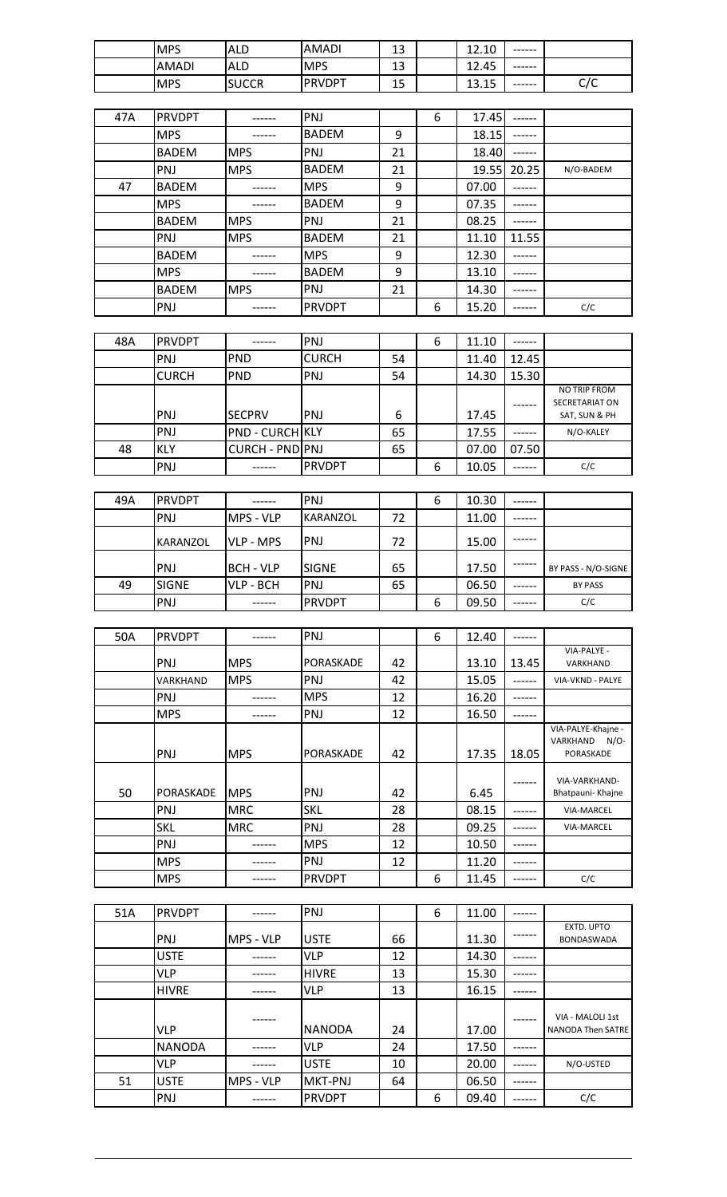|  | MPS | ALD | AMADI | 13 |  | 12.10 | ------ |  |
|---|---|---|---|---|---|---|---|---|
|  | AMADI | ALD | MPS | 13 |  | 12.45 | ------ |  |
|  | MPS | SUCCR | PRVDPT | 15 |  | 13.15 | ------ | C/C |

| 47A | PRVDPT | ------ | PNJ |  | 6 | 17.45 | ------ |  |
|---|---|---|---|---|---|---|---|---|
|  | MPS | ------ | BADEM | 9 |  | 18.15 | ------ |  |
|  | BADEM | MPS | PNJ | 21 |  | 18.40 | ------ |  |
|  | PNJ | MPS | BADEM | 21 |  | 19.55 | 20.25 | N/O-BADEM |
| 47 | BADEM | ------ | MPS | 9 |  | 07.00 | ------ |  |
|  | MPS | ------ | BADEM | 9 |  | 07.35 | ------ |  |
|  | BADEM | MPS | PNJ | 21 |  | 08.25 | ------ |  |
|  | PNJ | MPS | BADEM | 21 |  | 11.10 | 11.55 |  |
|  | BADEM | ------ | MPS | 9 |  | 12.30 | ------ |  |
|  | MPS | ------ | BADEM | 9 |  | 13.10 | ------ |  |
|  | BADEM | MPS | PNJ | 21 |  | 14.30 | ------ |  |
|  | PNJ | ------ | PRVDPT |  | 6 | 15.20 | ------ | C/C |

| 48A | PRVDPT | ------ | PNJ |  | 6 | 11.10 | ------ |  |
|---|---|---|---|---|---|---|---|---|
|  | PNJ | PND | CURCH | 54 |  | 11.40 | 12.45 |  |
|  | CURCH | PND | PNJ | 54 |  | 14.30 | 15.30 |  |
|  | PNJ | SECPRV | PNJ | 6 |  | 17.45 | ------ | NO TRIP FROM SECRETARIAT ON SAT, SUN & PH |
|  | PNJ | PND - CURCH | KLY | 65 |  | 17.55 | ------ | N/O-KALEY |
| 48 | KLY | CURCH - PND | PNJ | 65 |  | 07.00 | 07.50 |  |
|  | PNJ | ------ | PRVDPT |  | 6 | 10.05 | ------ | C/C |

| 49A | PRVDPT | ------ | PNJ |  | 6 | 10.30 | ------ |  |
|---|---|---|---|---|---|---|---|---|
|  | PNJ | MPS - VLP | KARANZOL | 72 |  | 11.00 | ------ |  |
|  | KARANZOL | VLP - MPS | PNJ | 72 |  | 15.00 | ------ |  |
|  | PNJ | BCH - VLP | SIGNE | 65 |  | 17.50 | ------ | BY PASS - N/O-SIGNE |
| 49 | SIGNE | VLP - BCH | PNJ | 65 |  | 06.50 | ------ | BY PASS |
|  | PNJ | ------ | PRVDPT |  | 6 | 09.50 | ------ | C/C |

| 50A | PRVDPT | ------ | PNJ |  | 6 | 12.40 | ------ |  |
|---|---|---|---|---|---|---|---|---|
|  | PNJ | MPS | PORASKADE | 42 |  | 13.10 | 13.45 | VIA-PALYE - VARKHAND |
|  | VARKHAND | MPS | PNJ | 42 |  | 15.05 | ------ | VIA-VKND - PALYE |
|  | PNJ | ------ | MPS | 12 |  | 16.20 | ------ |  |
|  | MPS | ------ | PNJ | 12 |  | 16.50 | ------ |  |
|  | PNJ | MPS | PORASKADE | 42 |  | 17.35 | 18.05 | VIA-PALYE-Khajne - VARKHAND N/O-PORASKADE |
| 50 | PORASKADE | MPS | PNJ | 42 |  | 6.45 | ------ | VIA-VARKHAND-Bhatpauni- Khajne |
|  | PNJ | MRC | SKL | 28 |  | 08.15 | ------ | VIA-MARCEL |
|  | SKL | MRC | PNJ | 28 |  | 09.25 | ------ | VIA-MARCEL |
|  | PNJ | ------ | MPS | 12 |  | 10.50 | ------ |  |
|  | MPS | ------ | PNJ | 12 |  | 11.20 | ------ |  |
|  | MPS | ------ | PRVDPT |  | 6 | 11.45 | ------ | C/C |

| 51A | PRVDPT | ------ | PNJ |  | 6 | 11.00 | ------ |  |
|---|---|---|---|---|---|---|---|---|
|  | PNJ | MPS - VLP | USTE | 66 |  | 11.30 | ------ | EXTD. UPTO BONDASWADA |
|  | USTE | ------ | VLP | 12 |  | 14.30 | ------ |  |
|  | VLP | ------ | HIVRE | 13 |  | 15.30 | ------ |  |
|  | HIVRE | ------ | VLP | 13 |  | 16.15 | ------ |  |
|  | VLP | ------ | NANODA | 24 |  | 17.00 | ------ | VIA - MALOLI 1st NANODA Then SATRE |
|  | NANODA | ------ | VLP | 24 |  | 17.50 | ------ |  |
|  | VLP | ------ | USTE | 10 |  | 20.00 | ------ | N/O-USTED |
| 51 | USTE | MPS - VLP | MKT-PNJ | 64 |  | 06.50 | ------ |  |
|  | PNJ | ------ | PRVDPT |  | 6 | 09.40 | ------ | C/C |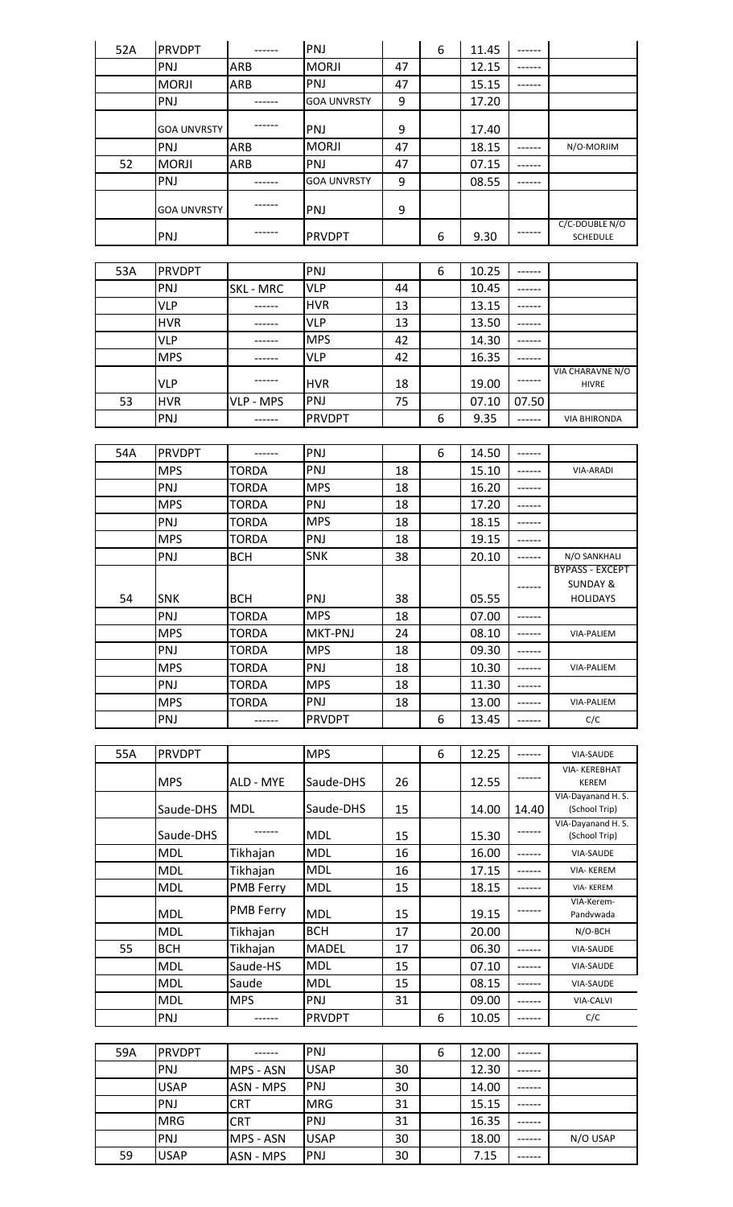| | | | | | | | | |
|---|---|---|---|---|---|---|---|---|
| 52A | PRVDPT | ------ | PNJ | | 6 | 11.45 | ------ | |
| | PNJ | ARB | MORJI | 47 | | 12.15 | ------ | |
| | MORJI | ARB | PNJ | 47 | | 15.15 | ------ | |
| | PNJ | ------ | GOA UNVRSTY | 9 | | 17.20 | | |
| | GOA UNVRSTY | ------ | PNJ | 9 | | 17.40 | | |
| | PNJ | ARB | MORJI | 47 | | 18.15 | ------ | N/O-MORJIM |
| 52 | MORJI | ARB | PNJ | 47 | | 07.15 | ------ | |
| | PNJ | ------ | GOA UNVRSTY | 9 | | 08.55 | ------ | |
| | GOA UNVRSTY | ------ | PNJ | 9 | | | | |
| | PNJ | ------ | PRVDPT | | 6 | 9.30 | ------ | C/C-DOUBLE N/O SCHEDULE |

| | | | | | | | | |
|---|---|---|---|---|---|---|---|---|
| 53A | PRVDPT | | PNJ | | 6 | 10.25 | ------ | |
| | PNJ | SKL - MRC | VLP | 44 | | 10.45 | ------ | |
| | VLP | ------ | HVR | 13 | | 13.15 | ------ | |
| | HVR | ------ | VLP | 13 | | 13.50 | ------ | |
| | VLP | ------ | MPS | 42 | | 14.30 | ------ | |
| | MPS | ------ | VLP | 42 | | 16.35 | ------ | |
| | VLP | ------ | HVR | 18 | | 19.00 | ------ | VIA CHARAVNE N/O HIVRE |
| 53 | HVR | VLP - MPS | PNJ | 75 | | 07.10 | 07.50 | |
| | PNJ | ------ | PRVDPT | | 6 | 9.35 | ------ | VIA BHIRONDA |

| | | | | | | | | |
|---|---|---|---|---|---|---|---|---|
| 54A | PRVDPT | ------ | PNJ | | 6 | 14.50 | ------ | |
| | MPS | TORDA | PNJ | 18 | | 15.10 | ------ | VIA-ARADI |
| | PNJ | TORDA | MPS | 18 | | 16.20 | ------ | |
| | MPS | TORDA | PNJ | 18 | | 17.20 | ------ | |
| | PNJ | TORDA | MPS | 18 | | 18.15 | ------ | |
| | MPS | TORDA | PNJ | 18 | | 19.15 | ------ | |
| | PNJ | BCH | SNK | 38 | | 20.10 | ------ | N/O SANKHALI |
| 54 | SNK | BCH | PNJ | 38 | | 05.55 | ------ | BYPASS - EXCEPT SUNDAY & HOLIDAYS |
| | PNJ | TORDA | MPS | 18 | | 07.00 | ------ | |
| | MPS | TORDA | MKT-PNJ | 24 | | 08.10 | ------ | VIA-PALIEM |
| | PNJ | TORDA | MPS | 18 | | 09.30 | ------ | |
| | MPS | TORDA | PNJ | 18 | | 10.30 | ------ | VIA-PALIEM |
| | PNJ | TORDA | MPS | 18 | | 11.30 | ------ | |
| | MPS | TORDA | PNJ | 18 | | 13.00 | ------ | VIA-PALIEM |
| | PNJ | ------ | PRVDPT | | 6 | 13.45 | ------ | C/C |

| | | | | | | | | |
|---|---|---|---|---|---|---|---|---|
| 55A | PRVDPT | | MPS | | 6 | 12.25 | ------ | VIA-SAUDE |
| | MPS | ALD - MYE | Saude-DHS | 26 | | 12.55 | ------ | VIA- KEREBHAT KEREM |
| | Saude-DHS | MDL | Saude-DHS | 15 | | 14.00 | 14.40 | VIA-Dayanand H. S. (School Trip) |
| | Saude-DHS | ------ | MDL | 15 | | 15.30 | ------ | VIA-Dayanand H. S. (School Trip) |
| | MDL | Tikhajan | MDL | 16 | | 16.00 | ------ | VIA-SAUDE |
| | MDL | Tikhajan | MDL | 16 | | 17.15 | ------ | VIA- KEREM |
| | MDL | PMB Ferry | MDL | 15 | | 18.15 | ------ | VIA- KEREM |
| | MDL | PMB Ferry | MDL | 15 | | 19.15 | ------ | VIA-Kerem-Pandvwada |
| | MDL | Tikhajan | BCH | 17 | | 20.00 | | N/O-BCH |
| 55 | BCH | Tikhajan | MADEL | 17 | | 06.30 | ------ | VIA-SAUDE |
| | MDL | Saude-HS | MDL | 15 | | 07.10 | ------ | VIA-SAUDE |
| | MDL | Saude | MDL | 15 | | 08.15 | ------ | VIA-SAUDE |
| | MDL | MPS | PNJ | 31 | | 09.00 | ------ | VIA-CALVI |
| | PNJ | ------ | PRVDPT | | 6 | 10.05 | ------ | C/C |

| | | | | | | | | |
|---|---|---|---|---|---|---|---|---|
| 59A | PRVDPT | ------ | PNJ | | 6 | 12.00 | ------ | |
| | PNJ | MPS - ASN | USAP | 30 | | 12.30 | ------ | |
| | USAP | ASN - MPS | PNJ | 30 | | 14.00 | ------ | |
| | PNJ | CRT | MRG | 31 | | 15.15 | ------ | |
| | MRG | CRT | PNJ | 31 | | 16.35 | ------ | |
| | PNJ | MPS - ASN | USAP | 30 | | 18.00 | ------ | N/O USAP |
| 59 | USAP | ASN - MPS | PNJ | 30 | | 7.15 | ------ | |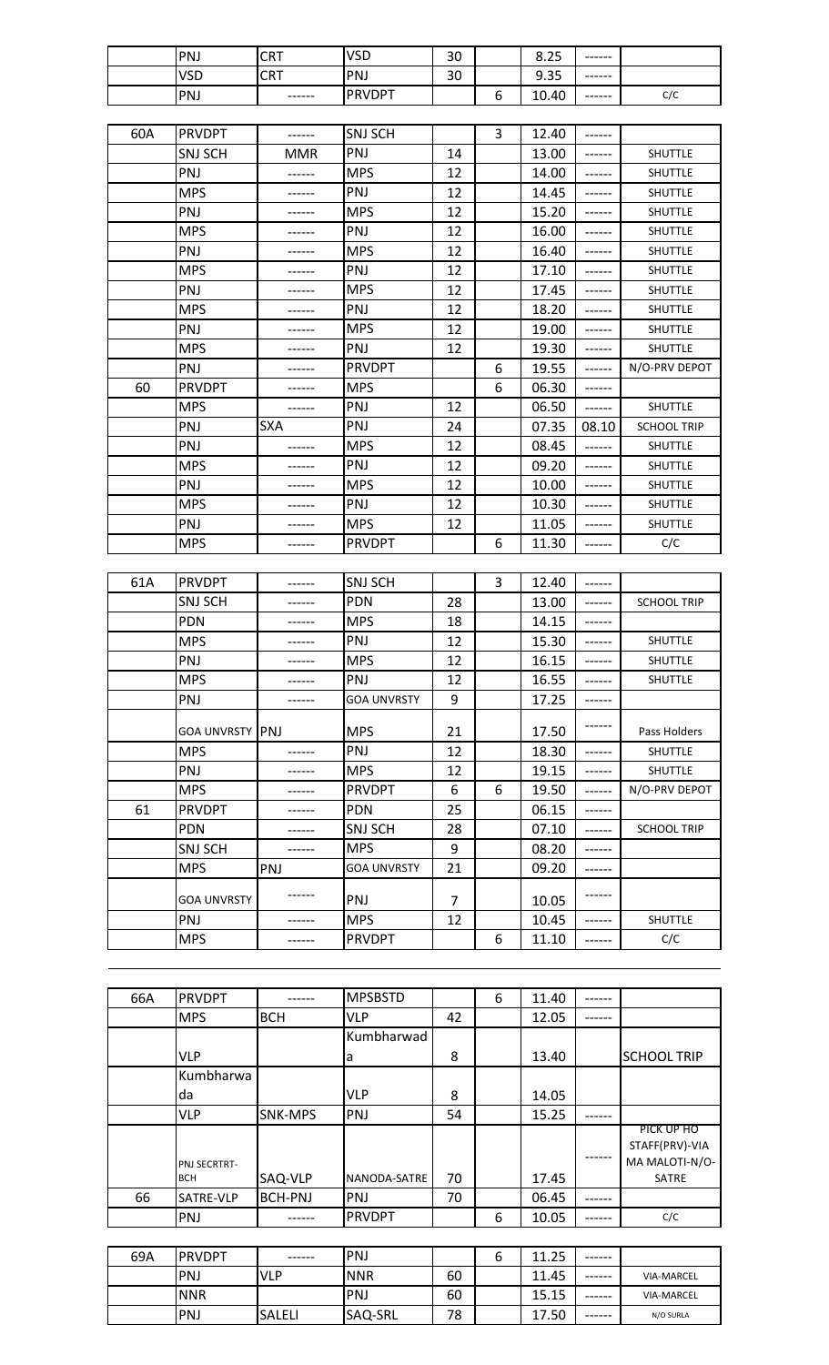|  | PNJ | CRT | VSD | 30 |  | 8.25 | ------ |  |
|---|---|---|---|---|---|---|---|---|
|  | VSD | CRT | PNJ | 30 |  | 9.35 | ------ |  |
|  | PNJ | ------ | PRVDPT |  | 6 | 10.40 | ------ | C/C |

| 60A | PRVDPT | ------ | SNJ SCH |  | 3 | 12.40 | ------ |  |
|---|---|---|---|---|---|---|---|---|
|  | SNJ SCH | MMR | PNJ | 14 |  | 13.00 | ------ | SHUTTLE |
|  | PNJ | ------ | MPS | 12 |  | 14.00 | ------ | SHUTTLE |
|  | MPS | ------ | PNJ | 12 |  | 14.45 | ------ | SHUTTLE |
|  | PNJ | ------ | MPS | 12 |  | 15.20 | ------ | SHUTTLE |
|  | MPS | ------ | PNJ | 12 |  | 16.00 | ------ | SHUTTLE |
|  | PNJ | ------ | MPS | 12 |  | 16.40 | ------ | SHUTTLE |
|  | MPS | ------ | PNJ | 12 |  | 17.10 | ------ | SHUTTLE |
|  | PNJ | ------ | MPS | 12 |  | 17.45 | ------ | SHUTTLE |
|  | MPS | ------ | PNJ | 12 |  | 18.20 | ------ | SHUTTLE |
|  | PNJ | ------ | MPS | 12 |  | 19.00 | ------ | SHUTTLE |
|  | MPS | ------ | PNJ | 12 |  | 19.30 | ------ | SHUTTLE |
|  | PNJ | ------ | PRVDPT |  | 6 | 19.55 | ------ | N/O-PRV DEPOT |
| 60 | PRVDPT | ------ | MPS |  | 6 | 06.30 | ------ |  |
|  | MPS | ------ | PNJ | 12 |  | 06.50 | ------ | SHUTTLE |
|  | PNJ | SXA | PNJ | 24 |  | 07.35 | 08.10 | SCHOOL TRIP |
|  | PNJ | ------ | MPS | 12 |  | 08.45 | ------ | SHUTTLE |
|  | MPS | ------ | PNJ | 12 |  | 09.20 | ------ | SHUTTLE |
|  | PNJ | ------ | MPS | 12 |  | 10.00 | ------ | SHUTTLE |
|  | MPS | ------ | PNJ | 12 |  | 10.30 | ------ | SHUTTLE |
|  | PNJ | ------ | MPS | 12 |  | 11.05 | ------ | SHUTTLE |
|  | MPS | ------ | PRVDPT |  | 6 | 11.30 | ------ | C/C |

| 61A | PRVDPT | ------ | SNJ SCH |  | 3 | 12.40 | ------ |  |
|---|---|---|---|---|---|---|---|---|
|  | SNJ SCH | ------ | PDN | 28 |  | 13.00 | ------ | SCHOOL TRIP |
|  | PDN | ------ | MPS | 18 |  | 14.15 | ------ |  |
|  | MPS | ------ | PNJ | 12 |  | 15.30 | ------ | SHUTTLE |
|  | PNJ | ------ | MPS | 12 |  | 16.15 | ------ | SHUTTLE |
|  | MPS | ------ | PNJ | 12 |  | 16.55 | ------ | SHUTTLE |
|  | PNJ | ------ | GOA UNVRSTY | 9 |  | 17.25 | ------ |  |
|  | GOA UNVRSTY | PNJ | MPS | 21 |  | 17.50 | ------ | Pass Holders |
|  | MPS | ------ | PNJ | 12 |  | 18.30 | ------ | SHUTTLE |
|  | PNJ | ------ | MPS | 12 |  | 19.15 | ------ | SHUTTLE |
|  | MPS | ------ | PRVDPT | 6 | 6 | 19.50 | ------ | N/O-PRV DEPOT |
| 61 | PRVDPT | ------ | PDN | 25 |  | 06.15 | ------ |  |
|  | PDN | ------ | SNJ SCH | 28 |  | 07.10 | ------ | SCHOOL TRIP |
|  | SNJ SCH | ------ | MPS | 9 |  | 08.20 | ------ |  |
|  | MPS | PNJ | GOA UNVRSTY | 21 |  | 09.20 | ------ |  |
|  | GOA UNVRSTY | ------ | PNJ | 7 |  | 10.05 | ------ |  |
|  | PNJ | ------ | MPS | 12 |  | 10.45 | ------ | SHUTTLE |
|  | MPS | ------ | PRVDPT |  | 6 | 11.10 | ------ | C/C |

| 66A | PRVDPT | ------ | MPSBSTD |  | 6 | 11.40 | ------ |  |
|---|---|---|---|---|---|---|---|---|
|  | MPS | BCH | VLP | 42 |  | 12.05 | ------ |  |
|  | VLP |  | Kumbharwada | 8 |  | 13.40 |  | SCHOOL TRIP |
|  | Kumbharwada |  | VLP | 8 |  | 14.05 |  |  |
|  | VLP | SNK-MPS | PNJ | 54 |  | 15.25 | ------ |  |
|  | PNJ SECRTRT-BCH | SAQ-VLP | NANODA-SATRE | 70 |  | 17.45 | ------ | PICK UP HO STAFF(PRV)-VIA MA MALOTI-N/O-SATRE |
| 66 | SATRE-VLP | BCH-PNJ | PNJ | 70 |  | 06.45 | ------ |  |
|  | PNJ | ------ | PRVDPT |  | 6 | 10.05 | ------ | C/C |

| 69A | PRVDPT | ------ | PNJ |  | 6 | 11.25 | ------ |  |
|---|---|---|---|---|---|---|---|---|
|  | PNJ | VLP | NNR | 60 |  | 11.45 | ------ | VIA-MARCEL |
|  | NNR |  | PNJ | 60 |  | 15.15 | ------ | VIA-MARCEL |
|  | PNJ | SALELI | SAQ-SRL | 78 |  | 17.50 | ------ | N/O SURLA |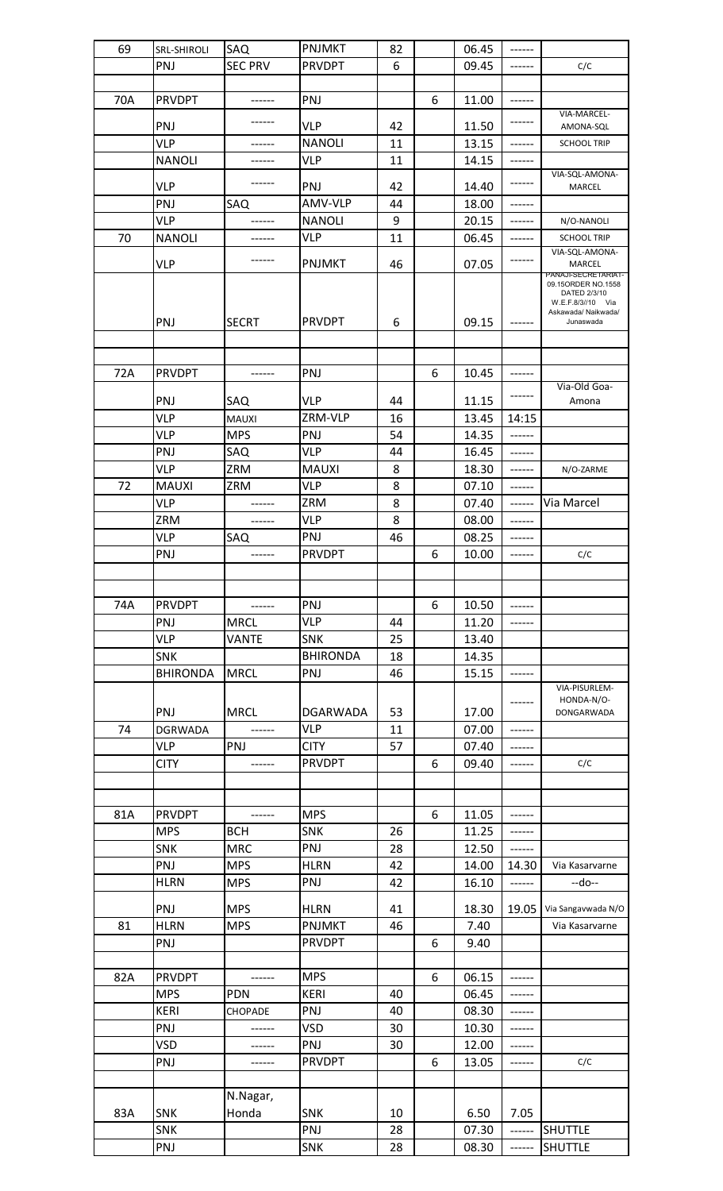| | | | | | | | | |
|---|---|---|---|---|---|---|---|---|
| 69 | SRL-SHIROLI | SAQ | PNJMKT | 82 | | 06.45 | ------ | |
| | PNJ | SEC PRV | PRVDPT | 6 | | 09.45 | ------ | C/C |
| | | | | | | | | |
| 70A | PRVDPT | ------ | PNJ | | 6 | 11.00 | ------ | |
| | PNJ | ------ | VLP | 42 | | 11.50 | ------ | VIA-MARCEL-AMONA-SQL |
| | VLP | ------ | NANOLI | 11 | | 13.15 | ------ | SCHOOL TRIP |
| | NANOLI | ------ | VLP | 11 | | 14.15 | ------ | |
| | VLP | ------ | PNJ | 42 | | 14.40 | ------ | VIA-SQL-AMONA-MARCEL |
| | PNJ | SAQ | AMV-VLP | 44 | | 18.00 | ------ | |
| | VLP | ------ | NANOLI | 9 | | 20.15 | ------ | N/O-NANOLI |
| 70 | NANOLI | ------ | VLP | 11 | | 06.45 | ------ | SCHOOL TRIP |
| | VLP | ------ | PNJMKT | 46 | | 07.05 | ------ | VIA-SQL-AMONA-MARCEL |
| | PNJ | SECRT | PRVDPT | 6 | | 09.15 | ------ | PANAJI-SECRETARIAT-09.15ORDER NO.1558 DATED 2/3/10 W.E.F.8/3//10 Via Askawada/ Naikwada/ Junaswada |
| | | | | | | | | |
| | | | | | | | | |
| 72A | PRVDPT | ------ | PNJ | | 6 | 10.45 | ------ | |
| | PNJ | SAQ | VLP | 44 | | 11.15 | ------ | Via-Old Goa-Amona |
| | VLP | MAUXI | ZRM-VLP | 16 | | 13.45 | 14:15 | |
| | VLP | MPS | PNJ | 54 | | 14.35 | ------ | |
| | PNJ | SAQ | VLP | 44 | | 16.45 | ------ | |
| | VLP | ZRM | MAUXI | 8 | | 18.30 | ------ | N/O-ZARME |
| 72 | MAUXI | ZRM | VLP | 8 | | 07.10 | ------ | |
| | VLP | ------ | ZRM | 8 | | 07.40 | ------ | Via Marcel |
| | ZRM | ------ | VLP | 8 | | 08.00 | ------ | |
| | VLP | SAQ | PNJ | 46 | | 08.25 | ------ | |
| | PNJ | ------ | PRVDPT | | 6 | 10.00 | ------ | C/C |
| | | | | | | | | |
| | | | | | | | | |
| 74A | PRVDPT | ------ | PNJ | | 6 | 10.50 | ------ | |
| | PNJ | MRCL | VLP | 44 | | 11.20 | ------ | |
| | VLP | VANTE | SNK | 25 | | 13.40 | | |
| | SNK | | BHIRONDA | 18 | | 14.35 | | |
| | BHIRONDA | MRCL | PNJ | 46 | | 15.15 | ------ | |
| | PNJ | MRCL | DGARWADA | 53 | | 17.00 | ------ | VIA-PISURLEM-HONDA-N/O-DONGARWADA |
| 74 | DGRWADA | ------ | VLP | 11 | | 07.00 | ------ | |
| | VLP | PNJ | CITY | 57 | | 07.40 | ------ | |
| | CITY | ------ | PRVDPT | | 6 | 09.40 | ------ | C/C |
| | | | | | | | | |
| | | | | | | | | |
| 81A | PRVDPT | ------ | MPS | | 6 | 11.05 | ------ | |
| | MPS | BCH | SNK | 26 | | 11.25 | ------ | |
| | SNK | MRC | PNJ | 28 | | 12.50 | ------ | |
| | PNJ | MPS | HLRN | 42 | | 14.00 | 14.30 | Via Kasarvarne |
| | HLRN | MPS | PNJ | 42 | | 16.10 | ------ | --do-- |
| | PNJ | MPS | HLRN | 41 | | 18.30 | 19.05 | Via Sangavwada N/O |
| 81 | HLRN | MPS | PNJMKT | 46 | | 7.40 | | Via Kasarvarne |
| | PNJ | | PRVDPT | | 6 | 9.40 | | |
| | | | | | | | | |
| 82A | PRVDPT | ------ | MPS | | 6 | 06.15 | ------ | |
| | MPS | PDN | KERI | 40 | | 06.45 | ------ | |
| | KERI | CHOPADE | PNJ | 40 | | 08.30 | ------ | |
| | PNJ | ------ | VSD | 30 | | 10.30 | ------ | |
| | VSD | ------ | PNJ | 30 | | 12.00 | ------ | |
| | PNJ | ------ | PRVDPT | | 6 | 13.05 | ------ | C/C |
| | | | | | | | | |
| 83A | SNK | N.Nagar, Honda | SNK | 10 | | 6.50 | 7.05 | |
| | SNK | | PNJ | 28 | | 07.30 | ------ | SHUTTLE |
| | PNJ | | SNK | 28 | | 08.30 | ------ | SHUTTLE |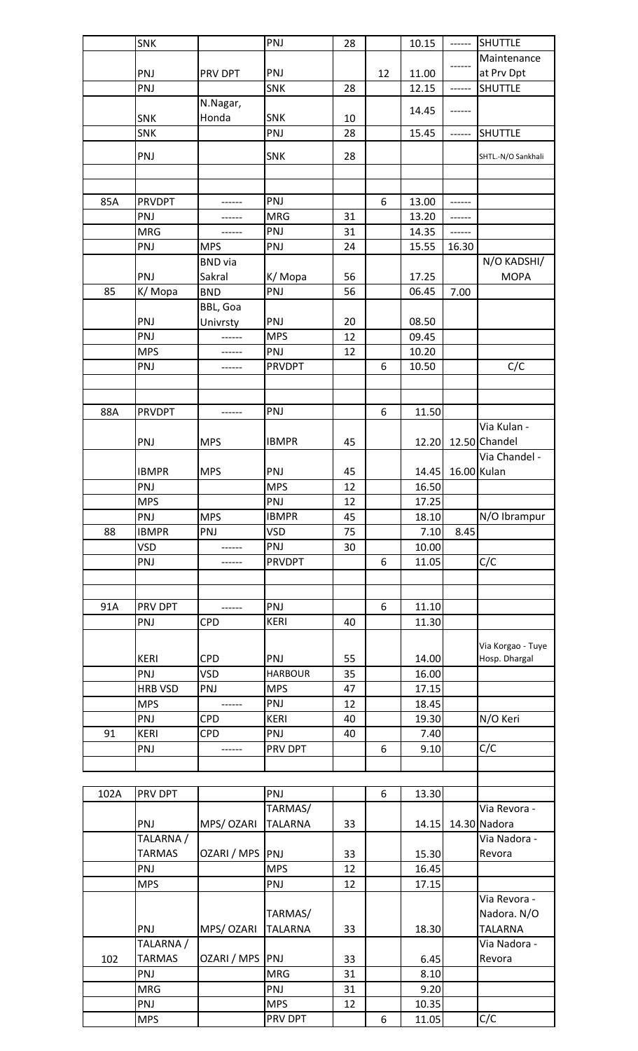|  | SNK |  | PNJ | 28 |  | 10.15 | ------ | SHUTTLE |
|---|---|---|---|---|---|---|---|---|
|  | PNJ | PRV DPT | PNJ |  | 12 | 11.00 | ------ | Maintenance at Prv Dpt |
|  | PNJ |  | SNK | 28 |  | 12.15 | ------ | SHUTTLE |
|  | SNK | N.Nagar, Honda | SNK | 10 |  | 14.45 | ------ |  |
|  | SNK |  | PNJ | 28 |  | 15.45 | ------ | SHUTTLE |
|  | PNJ |  | SNK | 28 |  |  |  | SHTL.-N/O Sankhali |
|  |  |  |  |  |  |  |  |  |
|  |  |  |  |  |  |  |  |  |
| 85A | PRVDPT | ------ | PNJ |  | 6 | 13.00 | ------ |  |
|  | PNJ | ------ | MRG | 31 |  | 13.20 | ------ |  |
|  | MRG | ------ | PNJ | 31 |  | 14.35 | ------ |  |
|  | PNJ | MPS | PNJ | 24 |  | 15.55 | 16.30 |  |
|  | PNJ | BND via Sakral | K/ Mopa | 56 |  | 17.25 |  | N/O KADSHI/ MOPA |
| 85 | K/ Mopa | BND | PNJ | 56 |  | 06.45 | 7.00 |  |
|  | PNJ | BBL, Goa Univrsty | PNJ | 20 |  | 08.50 |  |  |
|  | PNJ | ------ | MPS | 12 |  | 09.45 |  |  |
|  | MPS | ------ | PNJ | 12 |  | 10.20 |  |  |
|  | PNJ | ------ | PRVDPT |  | 6 | 10.50 |  | C/C |
|  |  |  |  |  |  |  |  |  |
|  |  |  |  |  |  |  |  |  |
| 88A | PRVDPT | ------ | PNJ |  | 6 | 11.50 |  |  |
|  | PNJ | MPS | IBMPR | 45 |  | 12.20 | 12.50 | Via Kulan - Chandel |
|  | IBMPR | MPS | PNJ | 45 |  | 14.45 | 16.00 | Via Chandel - Kulan |
|  | PNJ |  | MPS | 12 |  | 16.50 |  |  |
|  | MPS |  | PNJ | 12 |  | 17.25 |  |  |
|  | PNJ | MPS | IBMPR | 45 |  | 18.10 |  | N/O Ibrampur |
| 88 | IBMPR | PNJ | VSD | 75 |  | 7.10 | 8.45 |  |
|  | VSD | ------ | PNJ | 30 |  | 10.00 |  |  |
|  | PNJ | ------ | PRVDPT |  | 6 | 11.05 |  | C/C |
|  |  |  |  |  |  |  |  |  |
|  |  |  |  |  |  |  |  |  |
| 91A | PRV DPT | ------ | PNJ |  | 6 | 11.10 |  |  |
|  | PNJ | CPD | KERI | 40 |  | 11.30 |  |  |
|  | KERI | CPD | PNJ | 55 |  | 14.00 |  | Via Korgao - Tuye Hosp. Dhargal |
|  | PNJ | VSD | HARBOUR | 35 |  | 16.00 |  |  |
|  | HRB VSD | PNJ | MPS | 47 |  | 17.15 |  |  |
|  | MPS | ------ | PNJ | 12 |  | 18.45 |  |  |
|  | PNJ | CPD | KERI | 40 |  | 19.30 |  | N/O Keri |
| 91 | KERI | CPD | PNJ | 40 |  | 7.40 |  |  |
|  | PNJ | ------ | PRV DPT |  | 6 | 9.10 |  | C/C |
|  |  |  |  |  |  |  |  |  |
|  |  |  |  |  |  |  |  |  |
| 102A | PRV DPT |  | PNJ |  | 6 | 13.30 |  |  |
|  | PNJ | MPS/ OZARI | TARMAS/ TALARNA | 33 |  | 14.15 | 14.30 | Via Revora - Nadora |
|  | TALARNA / TARMAS | OZARI / MPS | PNJ | 33 |  | 15.30 |  | Via Nadora - Revora |
|  | PNJ |  | MPS | 12 |  | 16.45 |  |  |
|  | MPS |  | PNJ | 12 |  | 17.15 |  |  |
|  | PNJ | MPS/ OZARI | TARMAS/ TALARNA | 33 |  | 18.30 |  | Via Revora - Nadora. N/O TALARNA |
| 102 | TALARNA / TARMAS | OZARI / MPS | PNJ | 33 |  | 6.45 |  | Via Nadora - Revora |
|  | PNJ |  | MRG | 31 |  | 8.10 |  |  |
|  | MRG |  | PNJ | 31 |  | 9.20 |  |  |
|  | PNJ |  | MPS | 12 |  | 10.35 |  |  |
|  | MPS |  | PRV DPT |  | 6 | 11.05 |  | C/C |